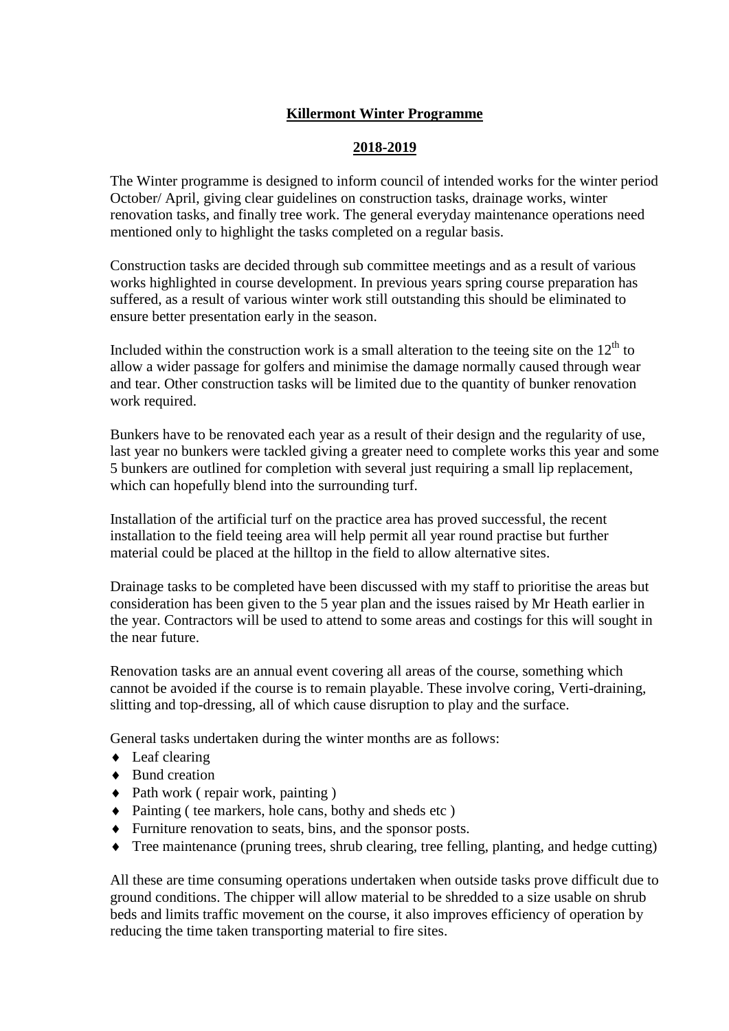# Killermont Winter Programme

## 2018-2019

The Winter programme is designed to inform council of intended works for the winter period October/ April, giving clear guidelines on construction tasks, drainage works, winter renovation tasks, and finally tree work. The general everyday maintenance operations need mentioned only to highlight the tasks completed on a regular basis.

Construction tasks are decided through sub committee meetings and as a result of various works highlighted in course development. In previous years spring course preparation has suffered, as a result of various winter work still outstanding this should be eliminated to ensure better presentation early in the season.

Included within the construction work is a small alteration to the teeing site on the 12th to allow a wider passage for golfers and minimise the damage normally caused through wear and tear. Other construction tasks will be limited due to the quantity of bunker renovation work required.

Bunkers have to be renovated each year as a result of their design and the regularity of use, last year no bunkers were tackled giving a greater need to complete works this year and some 5 bunkers are outlined for completion with several just requiring a small lip replacement, which can hopefully blend into the surrounding turf.

Installation of the artificial turf on the practice area has proved successful, the recent installation to the field teeing area will help permit all year round practise but further material could be placed at the hilltop in the field to allow alternative sites.

Drainage tasks to be completed have been discussed with my staff to prioritise the areas but consideration has been given to the 5 year plan and the issues raised by Mr Heath earlier in the year. Contractors will be used to attend to some areas and costings for this will sought in the near future.

Renovation tasks are an annual event covering all areas of the course, something which cannot be avoided if the course is to remain playable. These involve coring, Verti-draining, slitting and top-dressing, all of which cause disruption to play and the surface.

General tasks undertaken during the winter months are as follows:

- Leaf clearing
- Bund creation
- Path work ( repair work, painting )
- Painting ( tee markers, hole cans, bothy and sheds etc )
- Furniture renovation to seats, bins, and the sponsor posts.
- Tree maintenance (pruning trees, shrub clearing, tree felling, planting, and hedge cutting)

All these are time consuming operations undertaken when outside tasks prove difficult due to ground conditions. The chipper will allow material to be shredded to a size usable on shrub beds and limits traffic movement on the course, it also improves efficiency of operation by reducing the time taken transporting material to fire sites.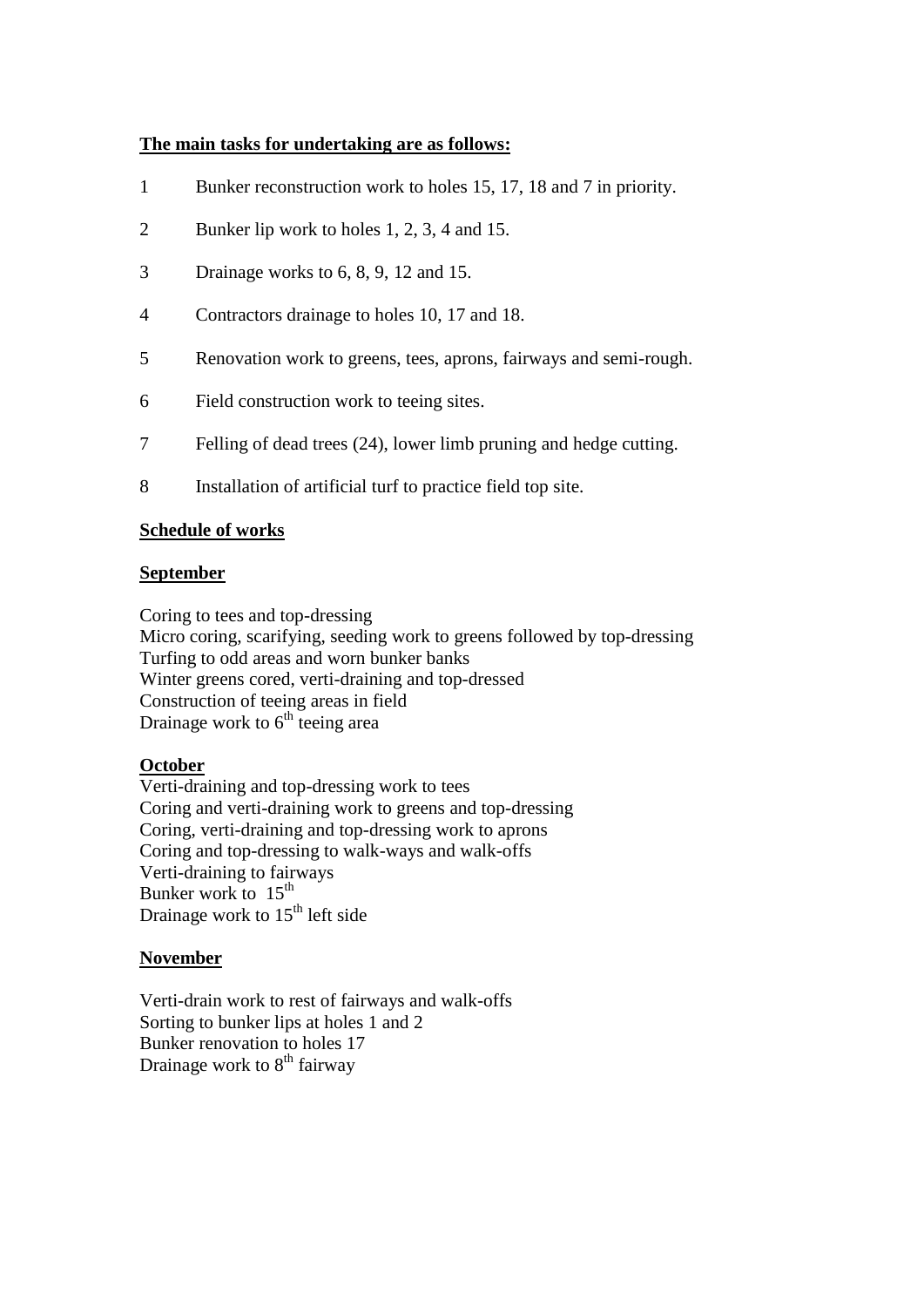**The main tasks for undertaking are as follows:**

1. Bunker reconstruction work to holes 15, 17, 18 and 7 in priority.
2. Bunker lip work to holes 1, 2, 3, 4 and 15.
3. Drainage works to 6, 8, 9, 12 and 15.
4. Contractors drainage to holes 10, 17 and 18.
5. Renovation work to greens, tees, aprons, fairways and semi-rough.
6. Field construction work to teeing sites.
7. Felling of dead trees (24), lower limb pruning and hedge cutting.
8. Installation of artificial turf to practice field top site.

**Schedule of works**

**September**

Coring to tees and top-dressing
Micro coring, scarifying, seeding work to greens followed by top-dressing
Turfing to odd areas and worn bunker banks
Winter greens cored, verti-draining and top-dressed
Construction of teeing areas in field
Drainage work to 6th teeing area

**October**

Verti-draining and top-dressing work to tees
Coring and verti-draining work to greens and top-dressing
Coring, verti-draining and top-dressing work to aprons
Coring and top-dressing to walk-ways and walk-offs
Verti-draining to fairways
Bunker work to 15th
Drainage work to 15th left side

**November**

Verti-drain work to rest of fairways and walk-offs
Sorting to bunker lips at holes 1 and 2
Bunker renovation to holes 17
Drainage work to 8th fairway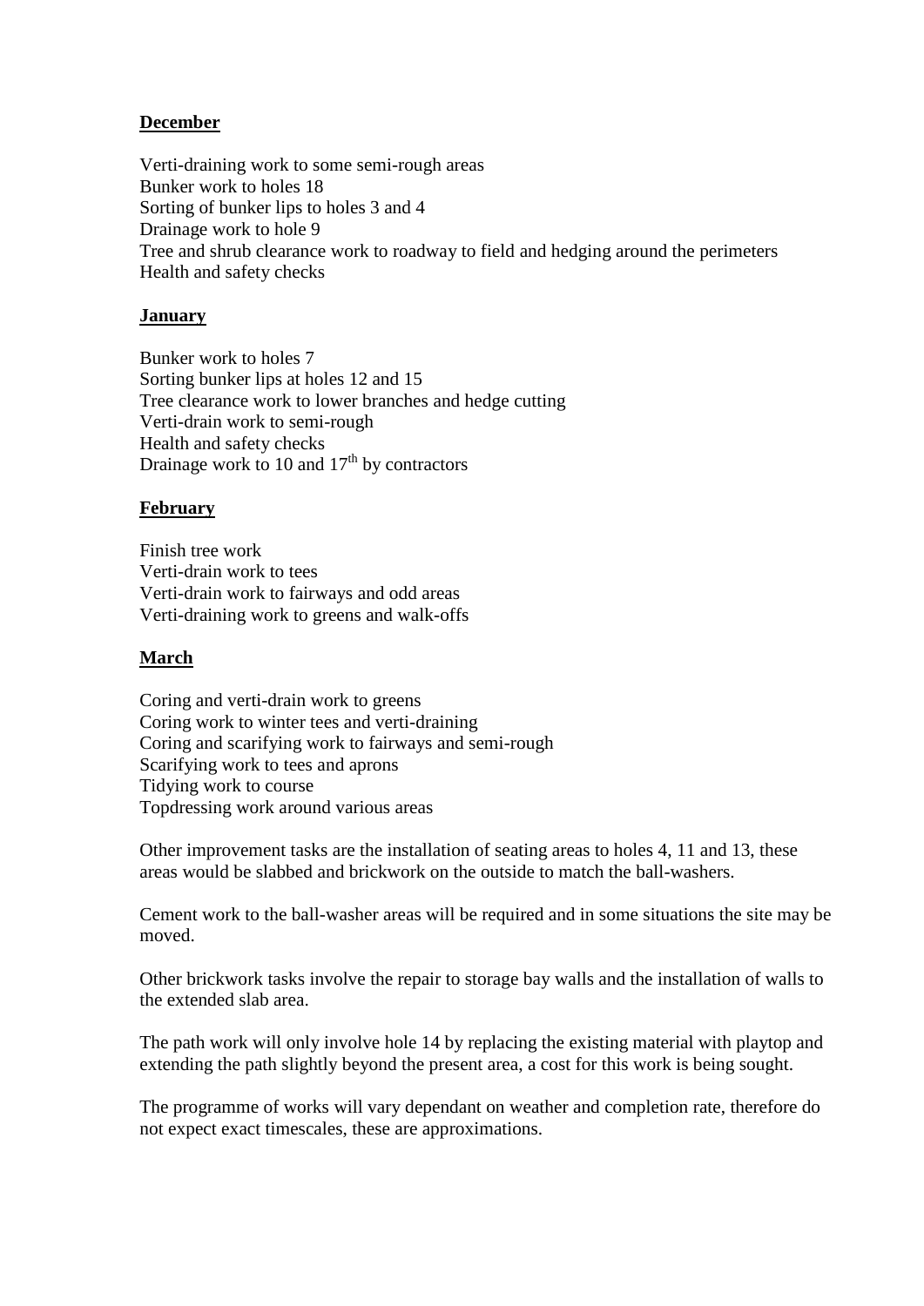**December**

Verti-draining work to some semi-rough areas
Bunker work to holes 18
Sorting of bunker lips to holes 3 and 4
Drainage work to hole 9
Tree and shrub clearance work to roadway to field and hedging around the perimeters
Health and safety checks

**January**

Bunker work to holes 7
Sorting bunker lips at holes 12 and 15
Tree clearance work to lower branches and hedge cutting
Verti-drain work to semi-rough
Health and safety checks
Drainage work to 10 and 17th by contractors

**February**

Finish tree work
Verti-drain work to tees
Verti-drain work to fairways and odd areas
Verti-draining work to greens and walk-offs

**March**

Coring and verti-drain work to greens
Coring work to winter tees and verti-draining
Coring and scarifying work to fairways and semi-rough
Scarifying work to tees and aprons
Tidying work to course
Topdressing work around various areas

Other improvement tasks are the installation of seating areas to holes 4, 11 and 13, these areas would be slabbed and brickwork on the outside to match the ball-washers.

Cement work to the ball-washer areas will be required and in some situations the site may be moved.

Other brickwork tasks involve the repair to storage bay walls and the installation of walls to the extended slab area.

The path work will only involve hole 14 by replacing the existing material with playtop and extending the path slightly beyond the present area, a cost for this work is being sought.

The programme of works will vary dependant on weather and completion rate, therefore do not expect exact timescales, these are approximations.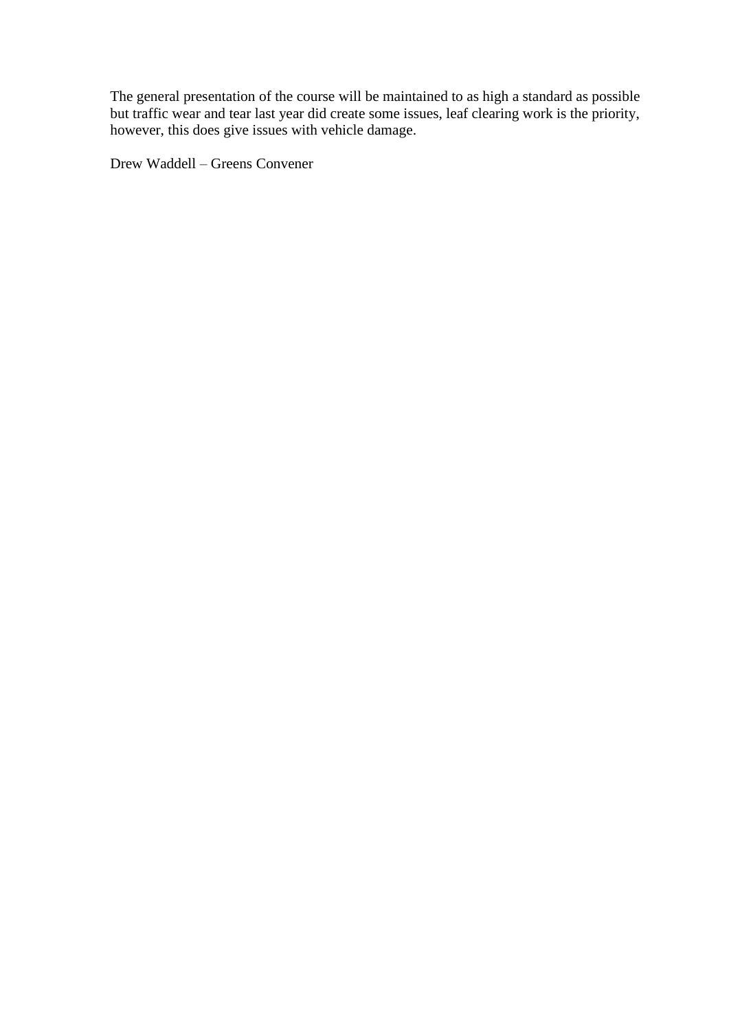The general presentation of the course will be maintained to as high a standard as possible but traffic wear and tear last year did create some issues, leaf clearing work is the priority, however, this does give issues with vehicle damage.

Drew Waddell – Greens Convener